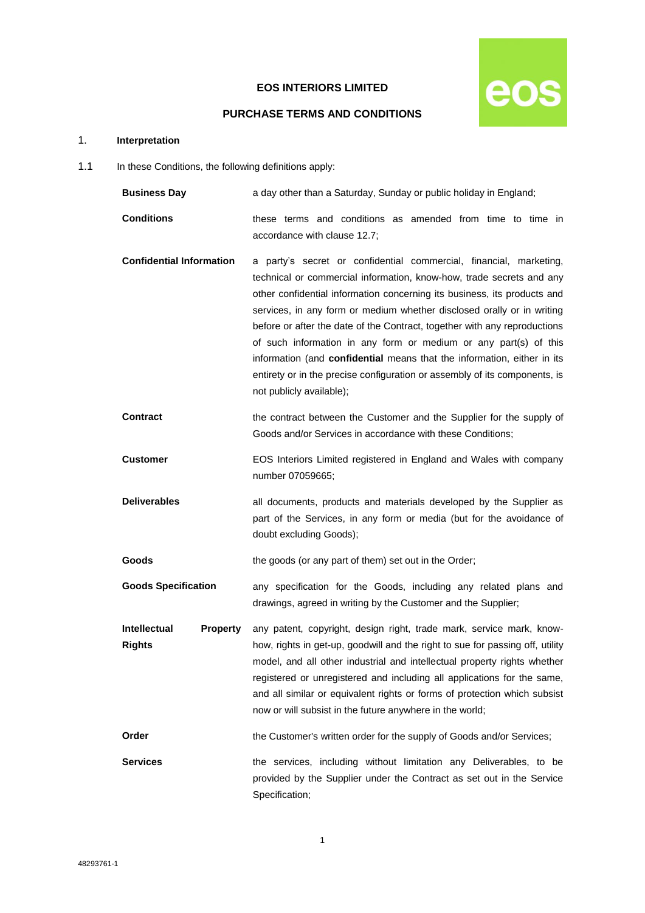# EOS INTERIORS LIMITED

## PURCHASE TERMS AND CONDITIONS

1. **Interpretation**

1.1 In these Conditions, the following definitions apply:

| | |
|---|---|
| **Business Day** | a day other than a Saturday, Sunday or public holiday in England; |
| **Conditions** | these terms and conditions as amended from time to time in accordance with clause 12.7; |
| **Confidential Information** | a party's secret or confidential commercial, financial, marketing, technical or commercial information, know-how, trade secrets and any other confidential information concerning its business, its products and services, in any form or medium whether disclosed orally or in writing before or after the date of the Contract, together with any reproductions of such information in any form or medium or any part(s) of this information (and **confidential** means that the information, either in its entirety or in the precise configuration or assembly of its components, is not publicly available); |
| **Contract** | the contract between the Customer and the Supplier for the supply of Goods and/or Services in accordance with these Conditions; |
| **Customer** | EOS Interiors Limited registered in England and Wales with company number 07059665; |
| **Deliverables** | all documents, products and materials developed by the Supplier as part of the Services, in any form or media (but for the avoidance of doubt excluding Goods); |
| **Goods** | the goods (or any part of them) set out in the Order; |
| **Goods Specification** | any specification for the Goods, including any related plans and drawings, agreed in writing by the Customer and the Supplier; |
| **Intellectual Property Rights** | any patent, copyright, design right, trade mark, service mark, know-how, rights in get-up, goodwill and the right to sue for passing off, utility model, and all other industrial and intellectual property rights whether registered or unregistered and including all applications for the same, and all similar or equivalent rights or forms of protection which subsist now or will subsist in the future anywhere in the world; |
| **Order** | the Customer's written order for the supply of Goods and/or Services; |
| **Services** | the services, including without limitation any Deliverables, to be provided by the Supplier under the Contract as set out in the Service Specification; |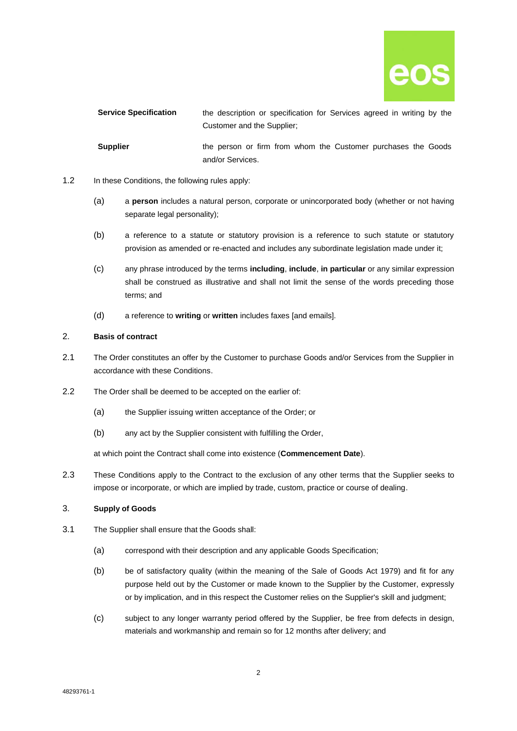| | |
|---|---|
| **Service Specification** | the description or specification for Services agreed in writing by the Customer and the Supplier; |
| **Supplier** | the person or firm from whom the Customer purchases the Goods and/or Services. |

1.2 In these Conditions, the following rules apply:

(a) a **person** includes a natural person, corporate or unincorporated body (whether or not having separate legal personality);

(b) a reference to a statute or statutory provision is a reference to such statute or statutory provision as amended or re-enacted and includes any subordinate legislation made under it;

(c) any phrase introduced by the terms **including**, **include**, **in particular** or any similar expression shall be construed as illustrative and shall not limit the sense of the words preceding those terms; and

(d) a reference to **writing** or **written** includes faxes [and emails].

## 2. Basis of contract

2.1 The Order constitutes an offer by the Customer to purchase Goods and/or Services from the Supplier in accordance with these Conditions.

2.2 The Order shall be deemed to be accepted on the earlier of:

(a) the Supplier issuing written acceptance of the Order; or

(b) any act by the Supplier consistent with fulfilling the Order,

at which point the Contract shall come into existence (**Commencement Date**).

2.3 These Conditions apply to the Contract to the exclusion of any other terms that the Supplier seeks to impose or incorporate, or which are implied by trade, custom, practice or course of dealing.

## 3. Supply of Goods

3.1 The Supplier shall ensure that the Goods shall:

(a) correspond with their description and any applicable Goods Specification;

(b) be of satisfactory quality (within the meaning of the Sale of Goods Act 1979) and fit for any purpose held out by the Customer or made known to the Supplier by the Customer, expressly or by implication, and in this respect the Customer relies on the Supplier's skill and judgment;

(c) subject to any longer warranty period offered by the Supplier, be free from defects in design, materials and workmanship and remain so for 12 months after delivery; and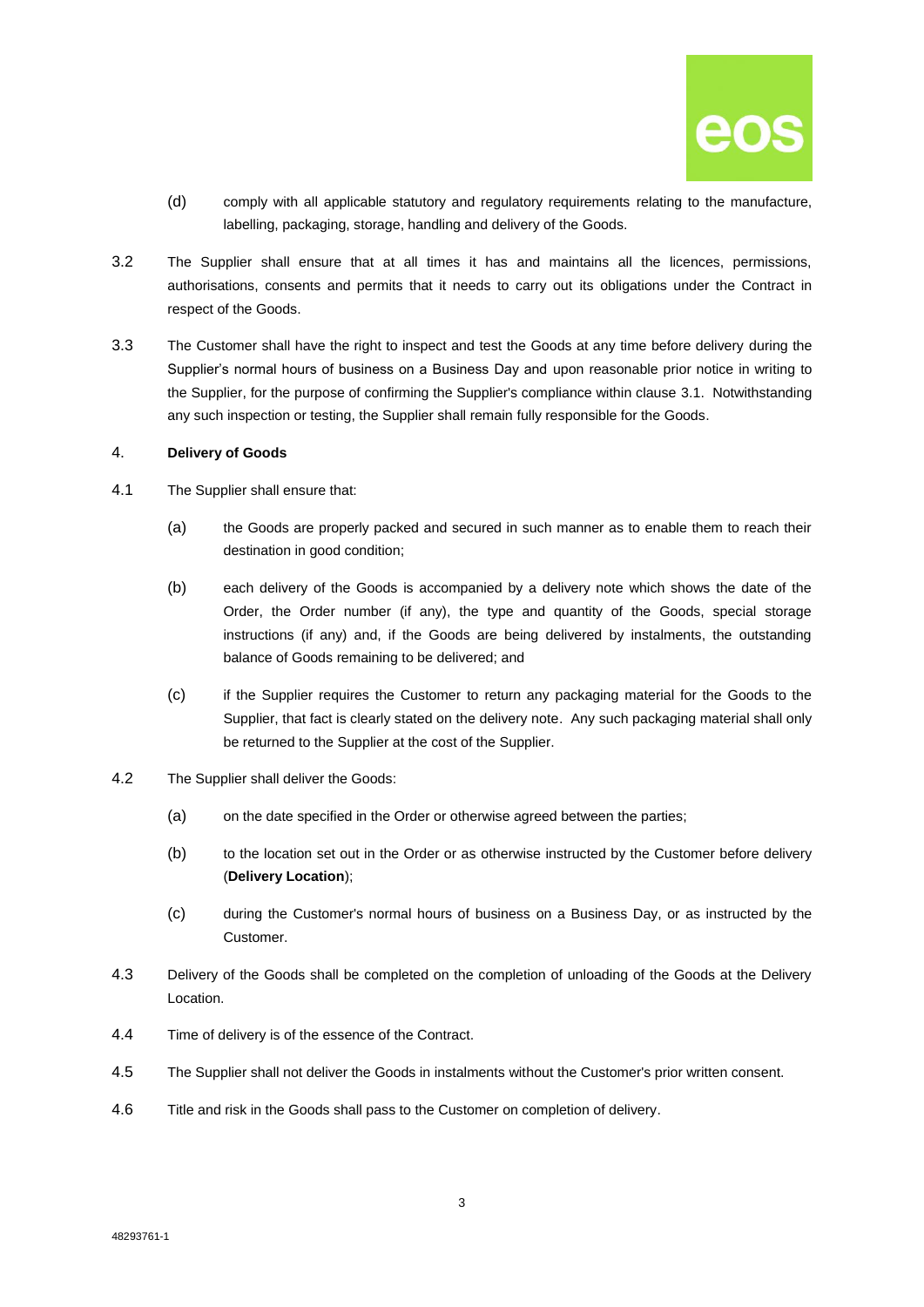(d) comply with all applicable statutory and regulatory requirements relating to the manufacture, labelling, packaging, storage, handling and delivery of the Goods.

3.2 The Supplier shall ensure that at all times it has and maintains all the licences, permissions, authorisations, consents and permits that it needs to carry out its obligations under the Contract in respect of the Goods.

3.3 The Customer shall have the right to inspect and test the Goods at any time before delivery during the Supplier's normal hours of business on a Business Day and upon reasonable prior notice in writing to the Supplier, for the purpose of confirming the Supplier's compliance within clause 3.1. Notwithstanding any such inspection or testing, the Supplier shall remain fully responsible for the Goods.

4. **Delivery of Goods**

4.1 The Supplier shall ensure that:

(a) the Goods are properly packed and secured in such manner as to enable them to reach their destination in good condition;

(b) each delivery of the Goods is accompanied by a delivery note which shows the date of the Order, the Order number (if any), the type and quantity of the Goods, special storage instructions (if any) and, if the Goods are being delivered by instalments, the outstanding balance of Goods remaining to be delivered; and

(c) if the Supplier requires the Customer to return any packaging material for the Goods to the Supplier, that fact is clearly stated on the delivery note. Any such packaging material shall only be returned to the Supplier at the cost of the Supplier.

4.2 The Supplier shall deliver the Goods:

(a) on the date specified in the Order or otherwise agreed between the parties;

(b) to the location set out in the Order or as otherwise instructed by the Customer before delivery (**Delivery Location**);

(c) during the Customer's normal hours of business on a Business Day, or as instructed by the Customer.

4.3 Delivery of the Goods shall be completed on the completion of unloading of the Goods at the Delivery Location.

4.4 Time of delivery is of the essence of the Contract.

4.5 The Supplier shall not deliver the Goods in instalments without the Customer's prior written consent.

4.6 Title and risk in the Goods shall pass to the Customer on completion of delivery.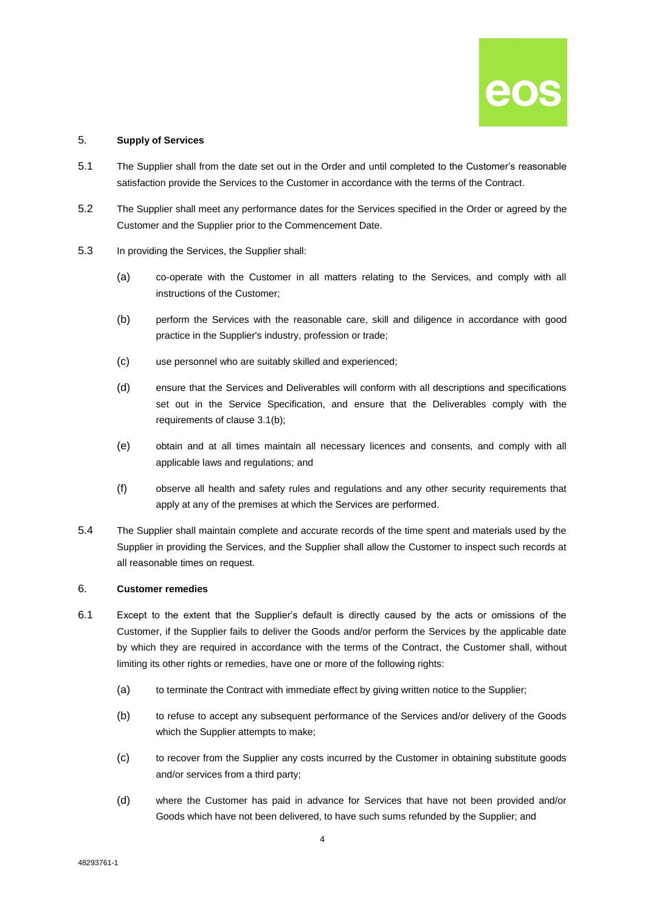## 5. Supply of Services

5.1 The Supplier shall from the date set out in the Order and until completed to the Customer's reasonable satisfaction provide the Services to the Customer in accordance with the terms of the Contract.

5.2 The Supplier shall meet any performance dates for the Services specified in the Order or agreed by the Customer and the Supplier prior to the Commencement Date.

5.3 In providing the Services, the Supplier shall:

(a) co-operate with the Customer in all matters relating to the Services, and comply with all instructions of the Customer;

(b) perform the Services with the reasonable care, skill and diligence in accordance with good practice in the Supplier's industry, profession or trade;

(c) use personnel who are suitably skilled and experienced;

(d) ensure that the Services and Deliverables will conform with all descriptions and specifications set out in the Service Specification, and ensure that the Deliverables comply with the requirements of clause 3.1(b);

(e) obtain and at all times maintain all necessary licences and consents, and comply with all applicable laws and regulations; and

(f) observe all health and safety rules and regulations and any other security requirements that apply at any of the premises at which the Services are performed.

5.4 The Supplier shall maintain complete and accurate records of the time spent and materials used by the Supplier in providing the Services, and the Supplier shall allow the Customer to inspect such records at all reasonable times on request.

## 6. Customer remedies

6.1 Except to the extent that the Supplier's default is directly caused by the acts or omissions of the Customer, if the Supplier fails to deliver the Goods and/or perform the Services by the applicable date by which they are required in accordance with the terms of the Contract, the Customer shall, without limiting its other rights or remedies, have one or more of the following rights:

(a) to terminate the Contract with immediate effect by giving written notice to the Supplier;

(b) to refuse to accept any subsequent performance of the Services and/or delivery of the Goods which the Supplier attempts to make;

(c) to recover from the Supplier any costs incurred by the Customer in obtaining substitute goods and/or services from a third party;

(d) where the Customer has paid in advance for Services that have not been provided and/or Goods which have not been delivered, to have such sums refunded by the Supplier; and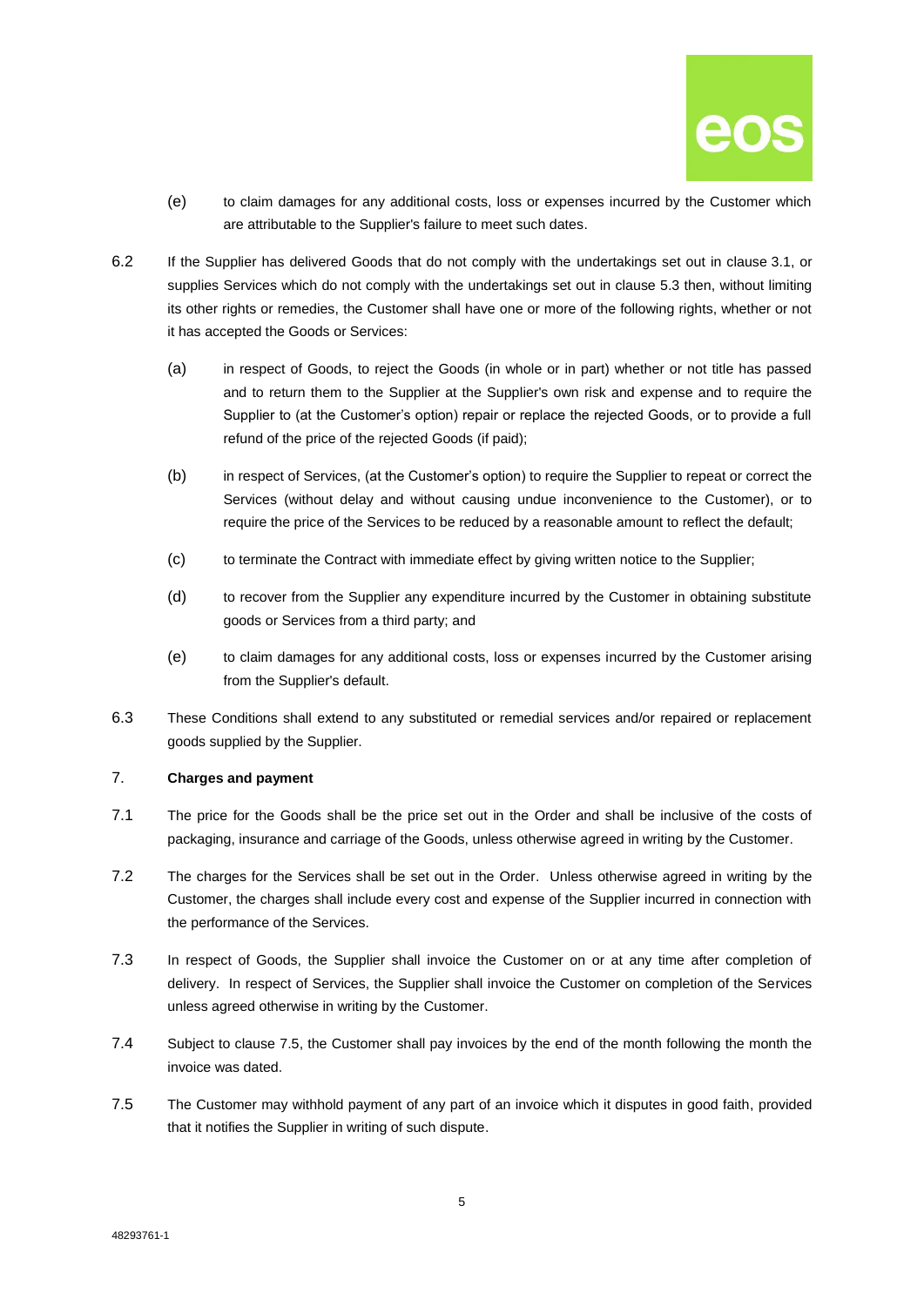(e) to claim damages for any additional costs, loss or expenses incurred by the Customer which are attributable to the Supplier's failure to meet such dates.

6.2 If the Supplier has delivered Goods that do not comply with the undertakings set out in clause 3.1, or supplies Services which do not comply with the undertakings set out in clause 5.3 then, without limiting its other rights or remedies, the Customer shall have one or more of the following rights, whether or not it has accepted the Goods or Services:

(a) in respect of Goods, to reject the Goods (in whole or in part) whether or not title has passed and to return them to the Supplier at the Supplier's own risk and expense and to require the Supplier to (at the Customer's option) repair or replace the rejected Goods, or to provide a full refund of the price of the rejected Goods (if paid);

(b) in respect of Services, (at the Customer's option) to require the Supplier to repeat or correct the Services (without delay and without causing undue inconvenience to the Customer), or to require the price of the Services to be reduced by a reasonable amount to reflect the default;

(c) to terminate the Contract with immediate effect by giving written notice to the Supplier;

(d) to recover from the Supplier any expenditure incurred by the Customer in obtaining substitute goods or Services from a third party; and

(e) to claim damages for any additional costs, loss or expenses incurred by the Customer arising from the Supplier's default.

6.3 These Conditions shall extend to any substituted or remedial services and/or repaired or replacement goods supplied by the Supplier.

## 7. Charges and payment

7.1 The price for the Goods shall be the price set out in the Order and shall be inclusive of the costs of packaging, insurance and carriage of the Goods, unless otherwise agreed in writing by the Customer.

7.2 The charges for the Services shall be set out in the Order. Unless otherwise agreed in writing by the Customer, the charges shall include every cost and expense of the Supplier incurred in connection with the performance of the Services.

7.3 In respect of Goods, the Supplier shall invoice the Customer on or at any time after completion of delivery. In respect of Services, the Supplier shall invoice the Customer on completion of the Services unless agreed otherwise in writing by the Customer.

7.4 Subject to clause 7.5, the Customer shall pay invoices by the end of the month following the month the invoice was dated.

7.5 The Customer may withhold payment of any part of an invoice which it disputes in good faith, provided that it notifies the Supplier in writing of such dispute.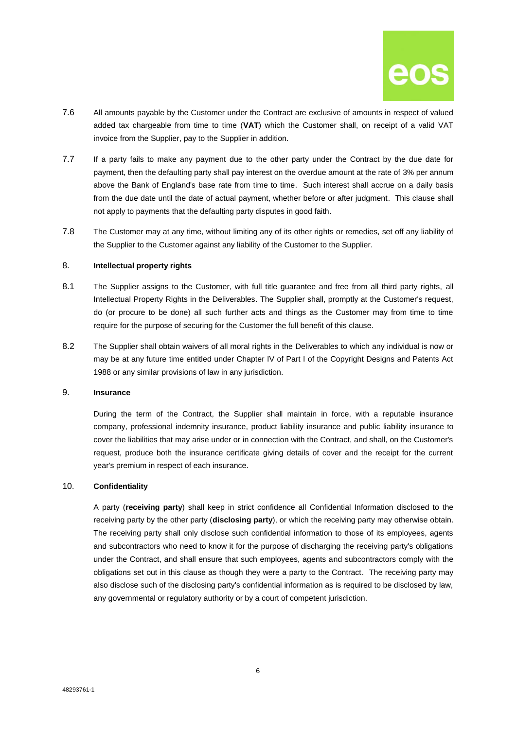7.6 All amounts payable by the Customer under the Contract are exclusive of amounts in respect of valued added tax chargeable from time to time (**VAT**) which the Customer shall, on receipt of a valid VAT invoice from the Supplier, pay to the Supplier in addition.

7.7 If a party fails to make any payment due to the other party under the Contract by the due date for payment, then the defaulting party shall pay interest on the overdue amount at the rate of 3% per annum above the Bank of England's base rate from time to time. Such interest shall accrue on a daily basis from the due date until the date of actual payment, whether before or after judgment. This clause shall not apply to payments that the defaulting party disputes in good faith.

7.8 The Customer may at any time, without limiting any of its other rights or remedies, set off any liability of the Supplier to the Customer against any liability of the Customer to the Supplier.

## 8. Intellectual property rights

8.1 The Supplier assigns to the Customer, with full title guarantee and free from all third party rights, all Intellectual Property Rights in the Deliverables. The Supplier shall, promptly at the Customer's request, do (or procure to be done) all such further acts and things as the Customer may from time to time require for the purpose of securing for the Customer the full benefit of this clause.

8.2 The Supplier shall obtain waivers of all moral rights in the Deliverables to which any individual is now or may be at any future time entitled under Chapter IV of Part I of the Copyright Designs and Patents Act 1988 or any similar provisions of law in any jurisdiction.

## 9. Insurance

During the term of the Contract, the Supplier shall maintain in force, with a reputable insurance company, professional indemnity insurance, product liability insurance and public liability insurance to cover the liabilities that may arise under or in connection with the Contract, and shall, on the Customer's request, produce both the insurance certificate giving details of cover and the receipt for the current year's premium in respect of each insurance.

## 10. Confidentiality

A party (**receiving party**) shall keep in strict confidence all Confidential Information disclosed to the receiving party by the other party (**disclosing party**), or which the receiving party may otherwise obtain. The receiving party shall only disclose such confidential information to those of its employees, agents and subcontractors who need to know it for the purpose of discharging the receiving party's obligations under the Contract, and shall ensure that such employees, agents and subcontractors comply with the obligations set out in this clause as though they were a party to the Contract. The receiving party may also disclose such of the disclosing party's confidential information as is required to be disclosed by law, any governmental or regulatory authority or by a court of competent jurisdiction.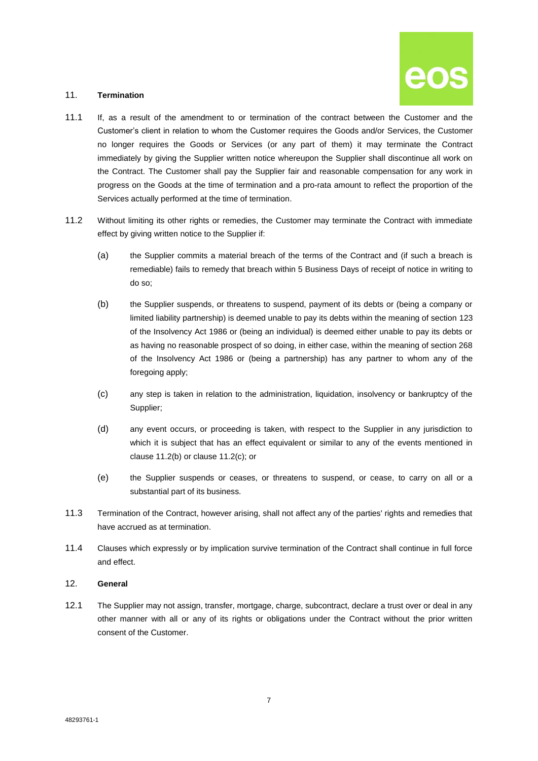## 11. **Termination**

11.1 If, as a result of the amendment to or termination of the contract between the Customer and the Customer's client in relation to whom the Customer requires the Goods and/or Services, the Customer no longer requires the Goods or Services (or any part of them) it may terminate the Contract immediately by giving the Supplier written notice whereupon the Supplier shall discontinue all work on the Contract. The Customer shall pay the Supplier fair and reasonable compensation for any work in progress on the Goods at the time of termination and a pro-rata amount to reflect the proportion of the Services actually performed at the time of termination.

11.2 Without limiting its other rights or remedies, the Customer may terminate the Contract with immediate effect by giving written notice to the Supplier if:

(a) the Supplier commits a material breach of the terms of the Contract and (if such a breach is remediable) fails to remedy that breach within 5 Business Days of receipt of notice in writing to do so;

(b) the Supplier suspends, or threatens to suspend, payment of its debts or (being a company or limited liability partnership) is deemed unable to pay its debts within the meaning of section 123 of the Insolvency Act 1986 or (being an individual) is deemed either unable to pay its debts or as having no reasonable prospect of so doing, in either case, within the meaning of section 268 of the Insolvency Act 1986 or (being a partnership) has any partner to whom any of the foregoing apply;

(c) any step is taken in relation to the administration, liquidation, insolvency or bankruptcy of the Supplier;

(d) any event occurs, or proceeding is taken, with respect to the Supplier in any jurisdiction to which it is subject that has an effect equivalent or similar to any of the events mentioned in clause 11.2(b) or clause 11.2(c); or

(e) the Supplier suspends or ceases, or threatens to suspend, or cease, to carry on all or a substantial part of its business.

11.3 Termination of the Contract, however arising, shall not affect any of the parties' rights and remedies that have accrued as at termination.

11.4 Clauses which expressly or by implication survive termination of the Contract shall continue in full force and effect.

## 12. **General**

12.1 The Supplier may not assign, transfer, mortgage, charge, subcontract, declare a trust over or deal in any other manner with all or any of its rights or obligations under the Contract without the prior written consent of the Customer.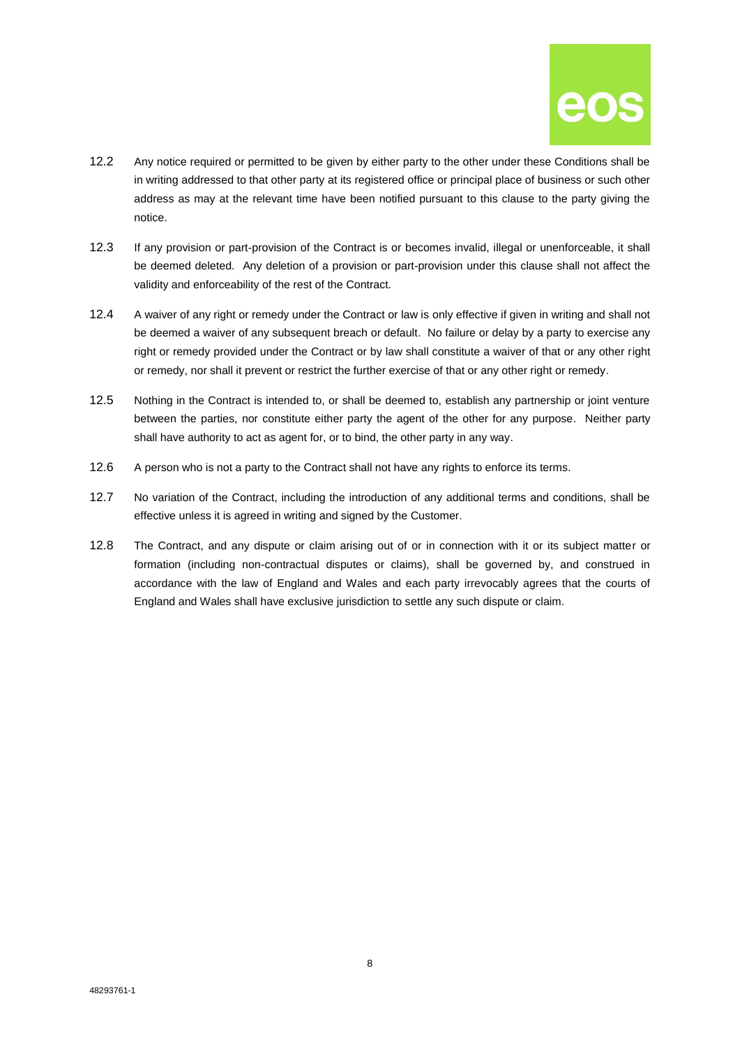12.2 Any notice required or permitted to be given by either party to the other under these Conditions shall be in writing addressed to that other party at its registered office or principal place of business or such other address as may at the relevant time have been notified pursuant to this clause to the party giving the notice.

12.3 If any provision or part-provision of the Contract is or becomes invalid, illegal or unenforceable, it shall be deemed deleted. Any deletion of a provision or part-provision under this clause shall not affect the validity and enforceability of the rest of the Contract.

12.4 A waiver of any right or remedy under the Contract or law is only effective if given in writing and shall not be deemed a waiver of any subsequent breach or default. No failure or delay by a party to exercise any right or remedy provided under the Contract or by law shall constitute a waiver of that or any other right or remedy, nor shall it prevent or restrict the further exercise of that or any other right or remedy.

12.5 Nothing in the Contract is intended to, or shall be deemed to, establish any partnership or joint venture between the parties, nor constitute either party the agent of the other for any purpose. Neither party shall have authority to act as agent for, or to bind, the other party in any way.

12.6 A person who is not a party to the Contract shall not have any rights to enforce its terms.

12.7 No variation of the Contract, including the introduction of any additional terms and conditions, shall be effective unless it is agreed in writing and signed by the Customer.

12.8 The Contract, and any dispute or claim arising out of or in connection with it or its subject matter or formation (including non-contractual disputes or claims), shall be governed by, and construed in accordance with the law of England and Wales and each party irrevocably agrees that the courts of England and Wales shall have exclusive jurisdiction to settle any such dispute or claim.